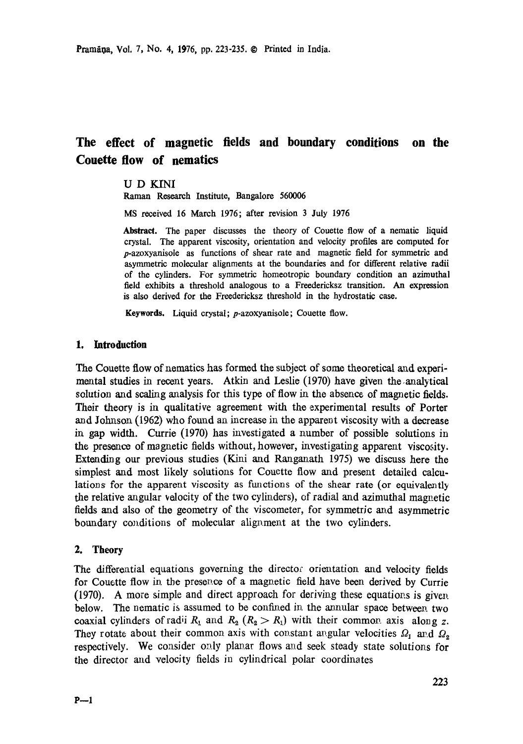# The effect of magnetic fields and boundary conditions on the Couette flow of nematics

U D KINI

Raman Research Institute, Bangalore 560006

MS received 16 March 1976; after revision 3 July 1976

**Abstract.** The paper discusses the theory of Couette flow of a nematic liquid crystal. The apparent viscosity, orientation and velocity profiles are computed for *p*-azoxyanisole as functions of shear rate and magnetic field for symmetric and asymmetric molecular alignments at the boundaries and for different relative radii of the cylinders. For symmetric homeotropic boundary condition an azimuthal field exhibits a threshold analogous to a Freedericksz transition. An expression is also derived for the Freedericksz threshold in the hydrostatic case.

**Keywords.** Liquid crystal; *p*-azoxyanisole; Couette flow.

## 1. Introduction

The Couette flow of nematics has formed the subject of some theoretical and experimental studies in recent years. Atkin and Leslie (1970) have given the analytical solution and scaling analysis for this type of flow in the absence of magnetic fields. Their theory is in qualitative agreement with the experimental results of Porter and Johnson (1962) who found an increase in the apparent viscosity with a decrease in gap width. Currie (1970) has investigated a number of possible solutions in the presence of magnetic fields without, however, investigating apparent viscosity. Extending our previous studies (Kini and Ranganath 1975) we discuss here the simplest and most likely solutions for Couette flow and present detailed calculations for the apparent viscosity as functions of the shear rate (or equivalently the relative angular velocity of the two cylinders), of radial and azimuthal magnetic fields and also of the geometry of the viscometer, for symmetric and asymmetric boundary conditions of molecular alignment at the two cylinders.

## 2. Theory

The differential equations governing the director orientation and velocity fields for Couette flow in the presence of a magnetic field have been derived by Currie (1970). A more simple and direct approach for deriving these equations is given below. The nematic is assumed to be confined in the annular space between two coaxial cylinders of radii $R_1$ and $R_2$ ($R_2 > R_1$) with their common axis along $z$. They rotate about their common axis with constant angular velocities $\Omega_1$ and $\Omega_2$ respectively. We consider only planar flows and seek steady state solutions for the director and velocity fields in cylindrical polar coordinates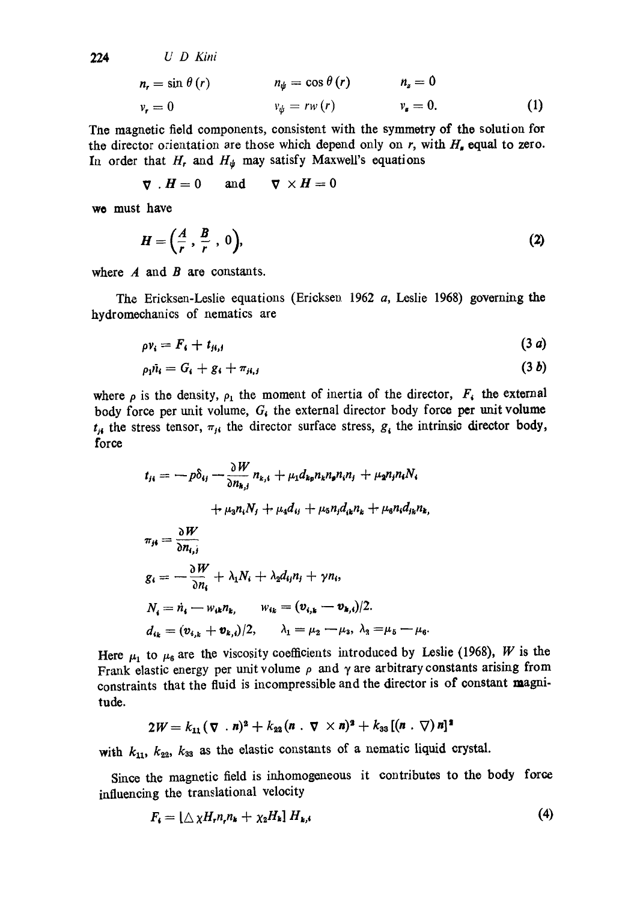$$n_r = \sin\theta(r) \qquad n_\psi = \cos\theta(r) \qquad n_z = 0$$

$$v_r = 0 \qquad v_\psi = rw(r) \qquad v_z = 0. \tag{1}$$

The magnetic field components, consistent with the symmetry of the solution for the director orientation are those which depend only on $r$, with $H_z$ equal to zero. In order that $H_r$ and $H_\psi$ may satisfy Maxwell's equations

$$\nabla \cdot H = 0 \quad \text{and} \quad \nabla \times H = 0$$

we must have

$$H = \left(\frac{A}{r}, \frac{B}{r}, 0\right), \tag{2}$$

where $A$ and $B$ are constants.

The Ericksen-Leslie equations (Ericksen 1962 *a*, Leslie 1968) governing the hydromechanics of nematics are

$$\rho \dot{v}_i = F_i + t_{ji,j} \tag{3 a}$$

$$\rho_1 \ddot{n}_i = G_i + g_i + \pi_{ji,j} \tag{3 b}$$

where $\rho$ is the density, $\rho_1$ the moment of inertia of the director, $F_i$ the external body force per unit volume, $G_i$ the external director body force per unit volume $t_{ji}$ the stress tensor, $\pi_{ji}$ the director surface stress, $g_i$ the intrinsic director body, force

$$t_{ji} = -p\delta_{ij} - \frac{\partial W}{\partial n_{k,j}} n_{k,i} + \mu_1 d_{kp} n_k n_p n_i n_j + \mu_2 n_j n_i N_i$$

$$+ \mu_3 n_i N_j + \mu_4 d_{ij} + \mu_5 n_j d_{ik} n_k + \mu_6 n_i d_{jk} n_k,$$

$$\pi_{ji} = \frac{\partial W}{\partial n_{i,j}}$$

$$g_i = -\frac{\partial W}{\partial n_i} + \lambda_1 N_i + \lambda_2 d_{ij} n_j + \gamma n_i,$$

$$N_i = \dot{n}_i - w_{ik} n_k, \qquad w_{ik} = (v_{i,k} - v_{k,i})/2.$$

$$d_{ik} = (v_{i,k} + v_{k,i})/2, \qquad \lambda_1 = \mu_2 - \mu_3, \; \lambda_2 = \mu_5 - \mu_6.$$

Here $\mu_1$ to $\mu_6$ are the viscosity coefficients introduced by Leslie (1968), $W$ is the Frank elastic energy per unit volume $p$ and $\gamma$ are arbitrary constants arising from constraints that the fluid is incompressible and the director is of constant magnitude.

$$2W = k_{11}(\nabla \cdot n)^2 + k_{22}(n \cdot \nabla \times n)^2 + k_{33}[(n \cdot \nabla) n]^2$$

with $k_{11}$, $k_{22}$, $k_{33}$ as the elastic constants of a nematic liquid crystal.

Since the magnetic field is inhomogeneous it contributes to the body force influencing the translational velocity

$$F_i = [\Delta \chi H_r n_r n_k + \chi_2 H_k] H_{k,i} \tag{4}$$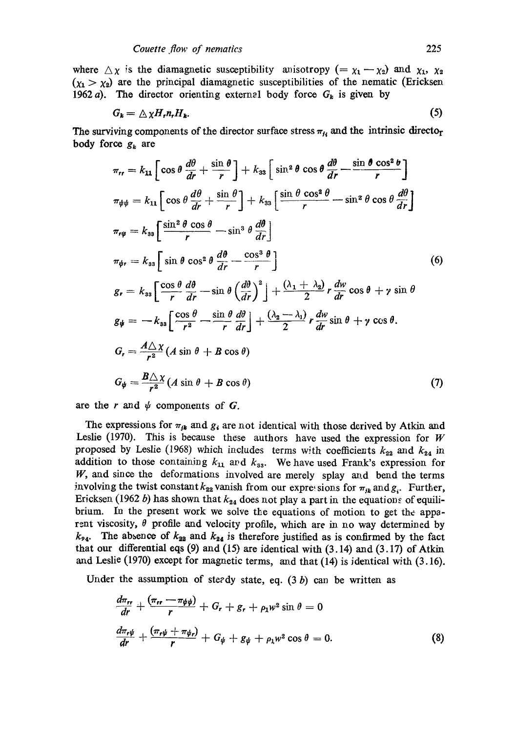where $\triangle\chi$ is the diamagnetic susceptibility anisotropy ($= \chi_1 - \chi_2$) and $\chi_1$, $\chi_2$ ($\chi_1 > \chi_2$) are the principal diamagnetic susceptibilities of the nematic (Ericksen 1962 *a*). The director orienting external body force $G_k$ is given by

$$G_k = \triangle\chi H_r n_r H_k. \tag{5}$$

The surviving components of the director surface stress $\pi_{ji}$ and the intrinsic director body force $g_k$ are

$$\pi_{rr} = k_{11}\left[\cos\theta\frac{d\theta}{dr} + \frac{\sin\theta}{r}\right] + k_{33}\left[\sin^2\theta\cos\theta\frac{d\theta}{dr} - \frac{\sin\theta\cos^2\theta}{r}\right]$$

$$\pi_{\psi\psi} = k_{11}\left[\cos\theta\frac{d\theta}{dr} + \frac{\sin\theta}{r}\right] + k_{33}\left[\frac{\sin\theta\cos^2\theta}{r} - \sin^2\theta\cos\theta\frac{d\theta}{dr}\right]$$

$$\pi_{r\psi} = k_{33}\left[\frac{\sin^2\theta\cos\theta}{r} - \sin^3\theta\frac{d\theta}{dr}\right]$$

$$\pi_{\psi r} = k_{33}\left[\sin\theta\cos^2\theta\frac{d\theta}{dr} - \frac{\cos^3\theta}{r}\right] \tag{6}$$

$$g_r = k_{33}\left[\frac{\cos\theta}{r}\frac{d\theta}{dr} - \sin\theta\left(\frac{d\theta}{dr}\right)^2\right] + \frac{(\lambda_1+\lambda_2)}{2}r\frac{dw}{dr}\cos\theta + \gamma\sin\theta$$

$$g_\psi = -k_{33}\left[\frac{\cos\theta}{r^2} - \frac{\sin\theta}{r}\frac{d\theta}{dr}\right] + \frac{(\lambda_2-\lambda_1)}{2}r\frac{dw}{dr}\sin\theta + \gamma\cos\theta.$$

$$G_r = \frac{A\triangle\chi}{r^2}(A\sin\theta + B\cos\theta)$$

$$G_\psi = \frac{B\triangle\chi}{r^2}(A\sin\theta + B\cos\theta) \tag{7}$$

are the $r$ and $\psi$ components of $G$.

The expressions for $\pi_{jk}$ and $g_i$ are not identical with those derived by Atkin and Leslie (1970). This is because these authors have used the expression for $W$ proposed by Leslie (1968) which includes terms with coefficients $k_{22}$ and $k_{24}$ in addition to those containing $k_{11}$ and $k_{33}$. We have used Frank's expression for $W$, and since the deformations involved are merely splay and bend the terms involving the twist constant $k_{22}$ vanish from our expressions for $\pi_{jk}$ and $g_i$. Further, Ericksen (1962 *b*) has shown that $k_{24}$ does not play a part in the equations of equilibrium. In the present work we solve the equations of motion to get the apparent viscosity, $\theta$ profile and velocity profile, which are in no way determined by $k_{24}$. The absence of $k_{22}$ and $k_{24}$ is therefore justified as is confirmed by the fact that our differential eqs (9) and (15) are identical with (3.14) and (3.17) of Atkin and Leslie (1970) except for magnetic terms, and that (14) is identical with (3.16).

Under the assumption of steady state, eq. (3 *b*) can be written as

$$\frac{d\pi_{rr}}{dr} + \frac{(\pi_{rr} - \pi_{\psi\psi})}{r} + G_r + g_r + \rho_1 w^2\sin\theta = 0$$

$$\frac{d\pi_{r\psi}}{dr} + \frac{(\pi_{r\psi} + \pi_{\psi r})}{r} + G_\psi + g_\psi + \rho_1 w^2\cos\theta = 0. \tag{8}$$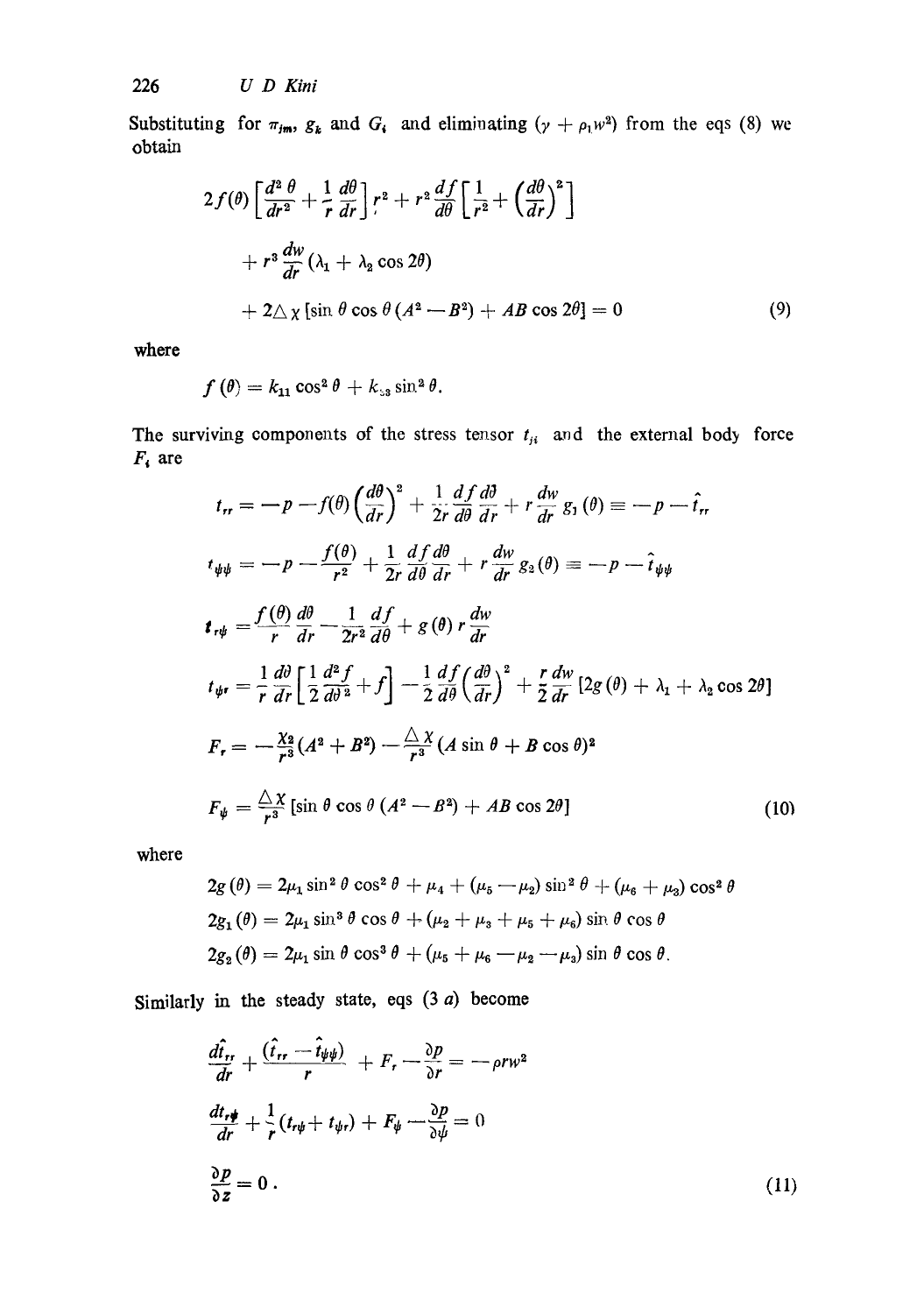Substituting for $\pi_{jm}$, $g_k$ and $G_i$ and eliminating $(\gamma + \rho_1 w^2)$ from the eqs (8) we obtain

$$
\begin{aligned}
& 2f(\theta)\left[\frac{d^2\theta}{dr^2} + \frac{1}{r}\frac{d\theta}{dr}\right]r^2 + r^2\frac{df}{d\theta}\left[\frac{1}{r^2} + \left(\frac{d\theta}{dr}\right)^2\right] \\
& + r^3\frac{dw}{dr}(\lambda_1 + \lambda_2\cos 2\theta) \\
& + 2\triangle\chi\,[\sin\theta\cos\theta\,(A^2 - B^2) + AB\cos 2\theta] = 0 \qquad (9)
\end{aligned}
$$

where

$$f(\theta) = k_{11}\cos^2\theta + k_{33}\sin^2\theta.$$

The surviving components of the stress tensor $t_{ji}$ and the external body force $F_i$ are

$$
\begin{aligned}
t_{rr} &= -p - f(\theta)\left(\frac{d\theta}{dr}\right)^2 + \frac{1}{2r}\frac{df}{d\theta}\frac{d\theta}{dr} + r\frac{dw}{dr}g_1(\theta) \equiv -p - \hat{t}_{rr} \\
t_{\psi\psi} &= -p - \frac{f(\theta)}{r^2} + \frac{1}{2r}\frac{df}{d\theta}\frac{d\theta}{dr} + r\frac{dw}{dr}g_2(\theta) \equiv -p - \hat{t}_{\psi\psi} \\
t_{r\psi} &= \frac{f(\theta)}{r}\frac{d\theta}{dr} - \frac{1}{2r^2}\frac{df}{d\theta} + g(\theta)\,r\frac{dw}{dr} \\
t_{\psi r} &= \frac{1}{r}\frac{d\theta}{dr}\left[\frac{1}{2}\frac{d^2 f}{d\theta^2} + f\right] - \frac{1}{2}\frac{df}{d\theta}\left(\frac{d\theta}{dr}\right)^2 + \frac{r}{2}\frac{dw}{dr}\left[2g(\theta) + \lambda_1 + \lambda_2\cos 2\theta\right] \\
F_r &= -\frac{\chi_a}{r^3}(A^2 + B^2) - \frac{\triangle\chi}{r^3}(A\sin\theta + B\cos\theta)^2 \\
F_\psi &= \frac{\triangle\chi}{r^3}[\sin\theta\cos\theta\,(A^2 - B^2) + AB\cos 2\theta] \qquad (10)
\end{aligned}
$$

where

$$
\begin{aligned}
2g(\theta) &= 2\mu_1\sin^2\theta\cos^2\theta + \mu_4 + (\mu_5 - \mu_2)\sin^2\theta + (\mu_6 + \mu_3)\cos^2\theta \\
2g_1(\theta) &= 2\mu_1\sin^3\theta\cos\theta + (\mu_2 + \mu_3 + \mu_5 + \mu_6)\sin\theta\cos\theta \\
2g_2(\theta) &= 2\mu_1\sin\theta\cos^3\theta + (\mu_5 + \mu_6 - \mu_2 - \mu_3)\sin\theta\cos\theta.
\end{aligned}
$$

Similarly in the steady state, eqs (3 *a*) become

$$
\begin{aligned}
& \frac{d\hat{t}_{rr}}{dr} + \frac{(\hat{t}_{rr} - \hat{t}_{\psi\psi})}{r} + F_r - \frac{\partial p}{\partial r} = -\rho r w^2 \\
& \frac{dt_{r\psi}}{dr} + \frac{1}{r}(t_{r\psi} + t_{\psi r}) + F_\psi - \frac{\partial p}{\partial \psi} = 0 \\
& \frac{\partial p}{\partial z} = 0. \qquad (11)
\end{aligned}
$$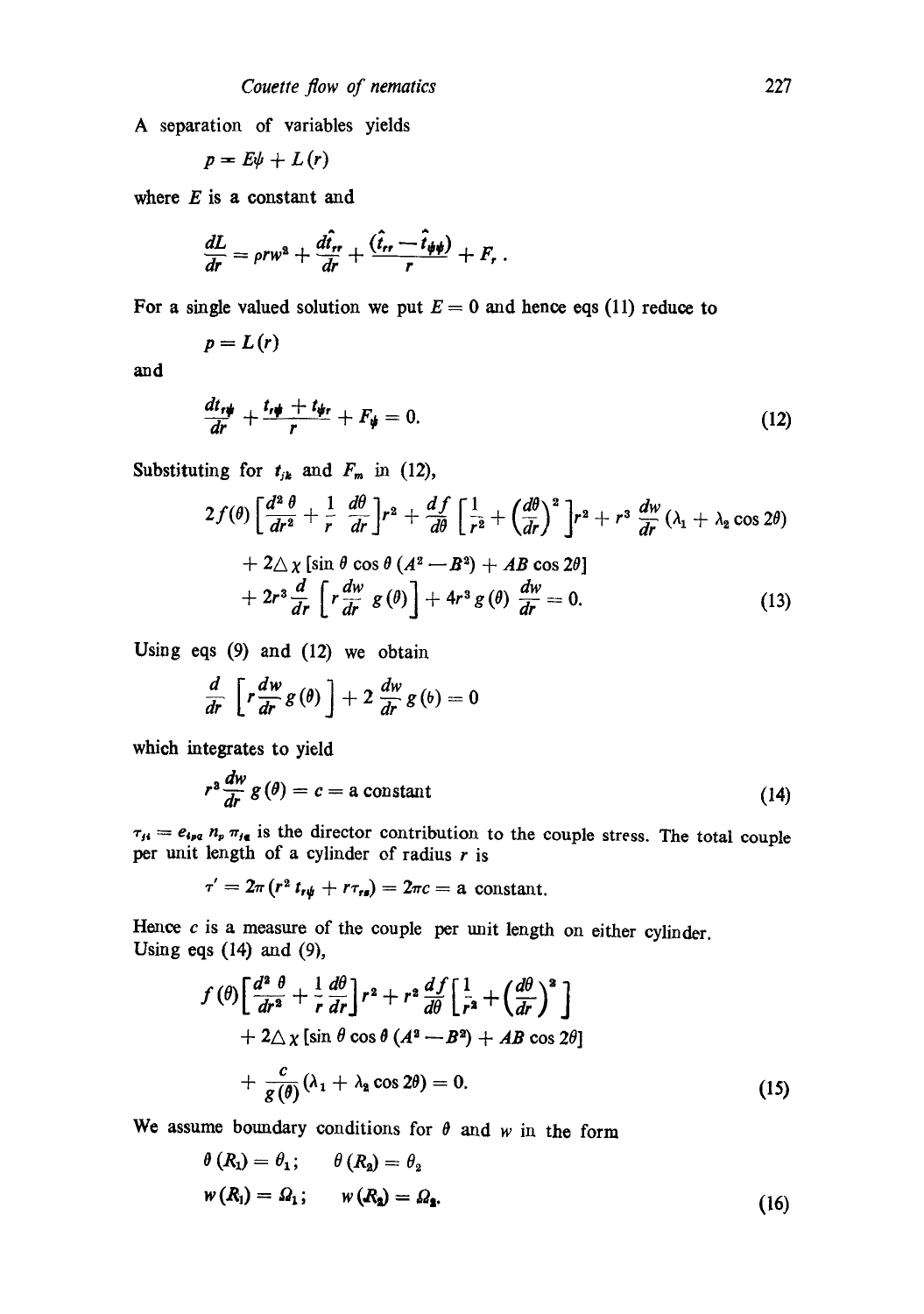A separation of variables yields

$$p = E\psi + L(r)$$

where $E$ is a constant and

$$\frac{dL}{dr} = \rho r w^2 + \frac{d\hat{t}_{rr}}{dr} + \frac{(\hat{t}_{rr} - \hat{t}_{\psi\psi})}{r} + F_r .$$

For a single valued solution we put $E = 0$ and hence eqs (11) reduce to

$$p = L(r)$$

and

$$\frac{dt_{r\psi}}{dr} + \frac{t_{r\psi} + t_{\psi r}}{r} + F_\psi = 0. \tag{12}$$

Substituting for $t_{jk}$ and $F_m$ in (12),

$$\begin{aligned} 2f(\theta)\left[\frac{d^2\theta}{dr^2} + \frac{1}{r}\frac{d\theta}{dr}\right]r^2 + \frac{df}{d\theta}\left[\frac{1}{r^2} + \left(\frac{d\theta}{dr}\right)^2\right]r^2 + r^3\frac{dw}{dr}(\lambda_1 + \lambda_2 \cos 2\theta) \\ + 2\triangle\chi\,[\sin\theta\cos\theta\,(A^2 - B^2) + AB\cos 2\theta] \\ + 2r^3\frac{d}{dr}\left[r\frac{dw}{dr}g(\theta)\right] + 4r^3 g(\theta)\frac{dw}{dr} = 0. \end{aligned} \tag{13}$$

Using eqs (9) and (12) we obtain

$$\frac{d}{dr}\left[r\frac{dw}{dr}g(\theta)\right] + 2\frac{dw}{dr}g(\theta) = 0$$

which integrates to yield

$$r^3\frac{dw}{dr}g(\theta) = c = \text{a constant} \tag{14}$$

$\tau_{ji} = e_{ipq}\, n_p\, \pi_{jq}$ is the director contribution to the couple stress. The total couple per unit length of a cylinder of radius $r$ is

$$\tau' = 2\pi(r^2 t_{r\psi} + r\tau_{rz}) = 2\pi c = \text{a constant}.$$

Hence $c$ is a measure of the couple per unit length on either cylinder.
Using eqs (14) and (9),

$$\begin{aligned} f(\theta)\left[\frac{d^2\theta}{dr^2} + \frac{1}{r}\frac{d\theta}{dr}\right]r^2 + r^2\frac{df}{d\theta}\left[\frac{1}{r^2} + \left(\frac{d\theta}{dr}\right)^2\right] \\ + 2\triangle\chi\,[\sin\theta\cos\theta\,(A^2 - B^2) + AB\cos 2\theta] \\ + \frac{c}{g(\theta)}(\lambda_1 + \lambda_2\cos 2\theta) = 0. \end{aligned} \tag{15}$$

We assume boundary conditions for $\theta$ and $w$ in the form

$$\begin{aligned} \theta(R_1) = \theta_1; \quad & \theta(R_2) = \theta_2 \\ w(R_1) = \Omega_1; \quad & w(R_2) = \Omega_2. \end{aligned} \tag{16}$$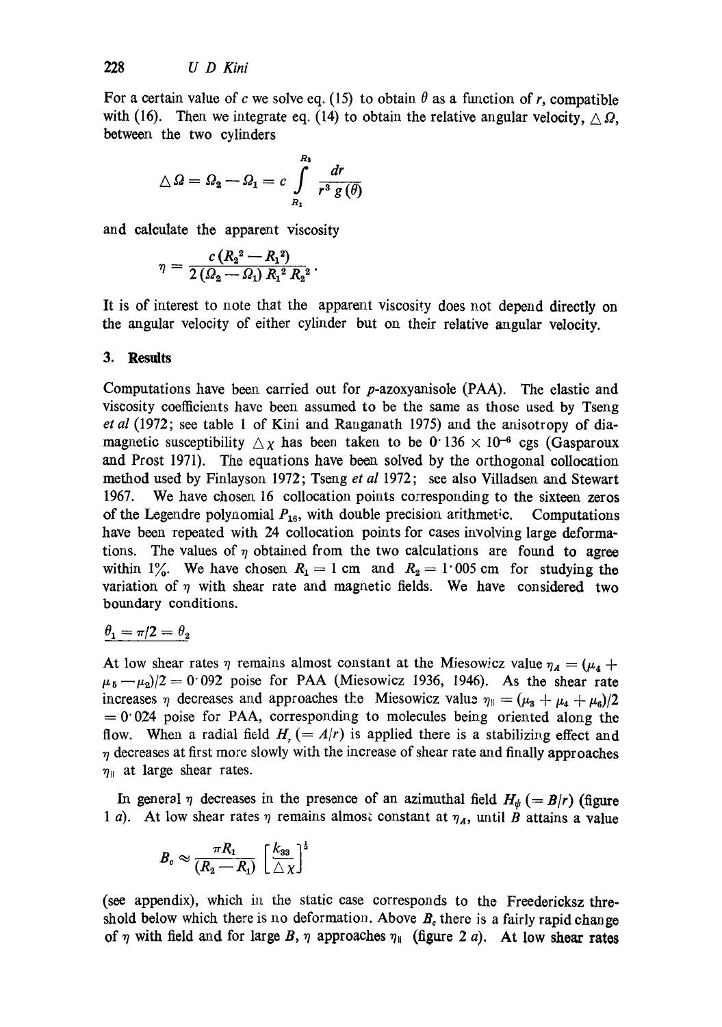For a certain value of $c$ we solve eq. (15) to obtain $\theta$ as a function of $r$, compatible with (16). Then we integrate eq. (14) to obtain the relative angular velocity, $\triangle \Omega$, between the two cylinders

$$\triangle \Omega = \Omega_2 - \Omega_1 = c \int_{R_1}^{R_2} \frac{dr}{r^3 \, g(\theta)}$$

and calculate the apparent viscosity

$$\eta = \frac{c\,(R_2^2 - R_1^2)}{2\,(\Omega_2 - \Omega_1)\, R_1^2\, R_2^2}\,.$$

It is of interest to note that the apparent viscosity does not depend directly on the angular velocity of either cylinder but on their relative angular velocity.

## 3. Results

Computations have been carried out for *p*-azoxyanisole (PAA). The elastic and viscosity coefficients have been assumed to be the same as those used by Tseng *et al* (1972; see table 1 of Kini and Ranganath 1975) and the anisotropy of diamagnetic susceptibility $\triangle \chi$ has been taken to be $0{\cdot}136 \times 10^{-6}$ cgs (Gasparoux and Prost 1971). The equations have been solved by the orthogonal collocation method used by Finlayson 1972; Tseng *et al* 1972; see also Villadsen and Stewart 1967. We have chosen 16 collocation points corresponding to the sixteen zeros of the Legendre polynomial $P_{16}$, with double precision arithmetic. Computations have been repeated with 24 collocation points for cases involving large deformations. The values of $\eta$ obtained from the two calculations are found to agree within 1%. We have chosen $R_1 = 1$ cm and $R_2 = 1{\cdot}005$ cm for studying the variation of $\eta$ with shear rate and magnetic fields. We have considered two boundary conditions.

$\underline{\theta_1 = \pi/2 = \theta_2}$

At low shear rates $\eta$ remains almost constant at the Miesowicz value $\eta_A = (\mu_4 + \mu_5 - \mu_2)/2 = 0{\cdot}092$ poise for PAA (Miesowicz 1936, 1946). As the shear rate increases $\eta$ decreases and approaches the Miesowicz value $\eta_{\|} = (\mu_3 + \mu_4 + \mu_6)/2 = 0{\cdot}024$ poise for PAA, corresponding to molecules being oriented along the flow. When a radial field $H_r$ $(= A/r)$ is applied there is a stabilizing effect and $\eta$ decreases at first more slowly with the increase of shear rate and finally approaches $\eta_{\|}$ at large shear rates.

In general $\eta$ decreases in the presence of an azimuthal field $H_\psi$ $(= B/r)$ (figure 1 *a*). At low shear rates $\eta$ remains almost constant at $\eta_A$, until $B$ attains a value

$$B_c \approx \frac{\pi R_1}{(R_2 - R_1)} \left[\frac{k_{33}}{\triangle \chi}\right]^{\frac{1}{2}}$$

(see appendix), which in the static case corresponds to the Freedericksz threshold below which there is no deformation. Above $B_c$ there is a fairly rapid change of $\eta$ with field and for large $B$, $\eta$ approaches $\eta_{\|}$ (figure 2 *a*). At low shear rates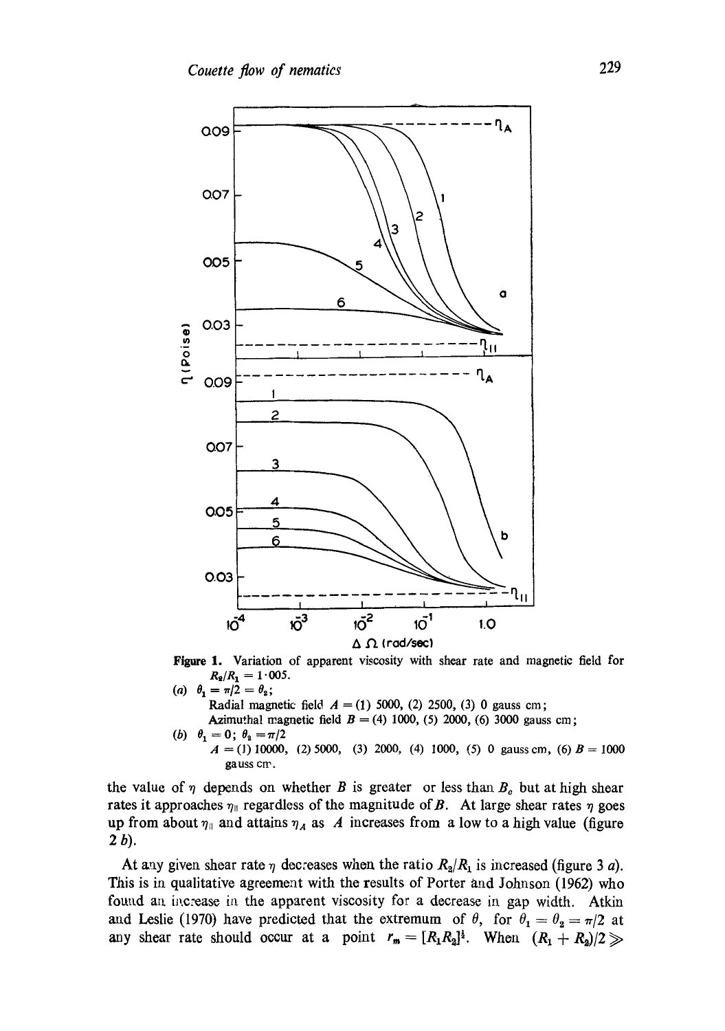**Figure 1.** Variation of apparent viscosity with shear rate and magnetic field for $R_2/R_1 = 1 \cdot 005$.
(a) $\theta_1 = \pi/2 = \theta_2$;
Radial magnetic field $A =$ (1) 5000, (2) 2500, (3) 0 gauss cm;
Azimuthal magnetic field $B =$ (4) 1000, (5) 2000, (6) 3000 gauss cm;
(b) $\theta_1 = 0$; $\theta_2 = \pi/2$
$A =$ (1) 10000, (2) 5000, (3) 2000, (4) 1000, (5) 0 gauss cm, (6) $B = 1000$ gauss cm.

the value of $\eta$ depends on whether $B$ is greater or less than $B_c$ but at high shear rates it approaches $\eta_{\parallel}$ regardless of the magnitude of $B$. At large shear rates $\eta$ goes up from about $\eta_{\parallel}$ and attains $\eta_A$ as $A$ increases from a low to a high value (figure 2 *b*).

At any given shear rate $\eta$ decreases when the ratio $R_2/R_1$ is increased (figure 3 *a*). This is in qualitative agreement with the results of Porter and Johnson (1962) who found an increase in the apparent viscosity for a decrease in gap width. Atkin and Leslie (1970) have predicted that the extremum of $\theta$, for $\theta_1 = \theta_2 = \pi/2$ at any shear rate should occur at a point $r_m = [R_1 R_2]^{\frac{1}{2}}$. When $(R_1 + R_2)/2 \gg$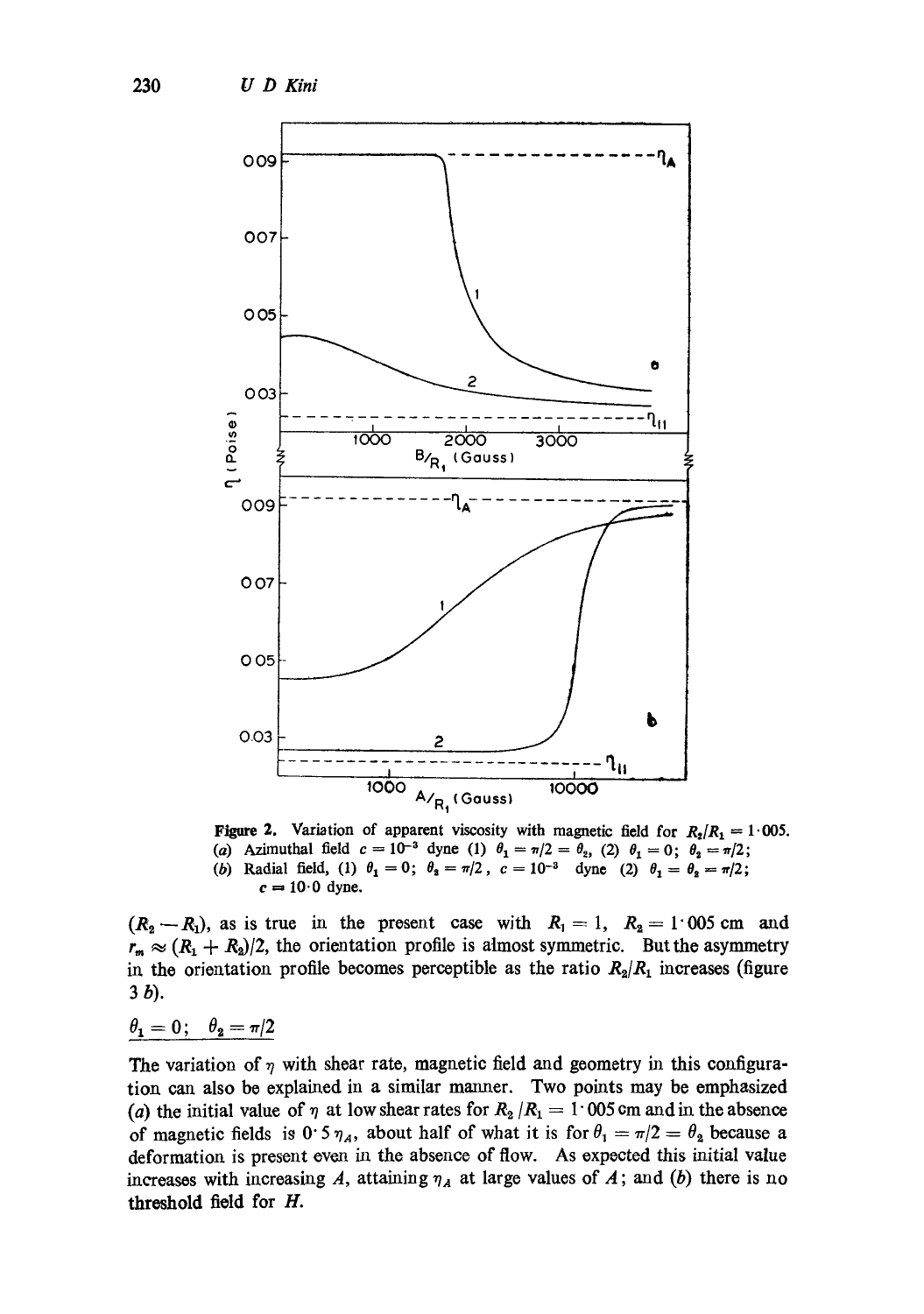**Figure 2.** Variation of apparent viscosity with magnetic field for $R_2/R_1 = 1{\cdot}005$. (*a*) Azimuthal field $c = 10^{-3}$ dyne (1) $\theta_1 = \pi/2 = \theta_2$, (2) $\theta_1 = 0$; $\theta_2 = \pi/2$; (*b*) Radial field, (1) $\theta_1 = 0$; $\theta_2 = \pi/2$, $c = 10^{-3}$ dyne (2) $\theta_1 = \theta_2 = \pi/2$; $c = 10{\cdot}0$ dyne.

$(R_2 - R_1)$, as is true in the present case with $R_1 = 1$, $R_2 = 1{\cdot}005$ cm and $r_m \approx (R_1 + R_2)/2$, the orientation profile is almost symmetric. But the asymmetry in the orientation profile becomes perceptible as the ratio $R_2/R_1$ increases (figure 3 *b*).

$\theta_1 = 0;\ \ \theta_2 = \pi/2$

The variation of $\eta$ with shear rate, magnetic field and geometry in this configuration can also be explained in a similar manner. Two points may be emphasized (*a*) the initial value of $\eta$ at low shear rates for $R_2/R_1 = 1{\cdot}005$ cm and in the absence of magnetic fields is $0{\cdot}5\,\eta_A$, about half of what it is for $\theta_1 = \pi/2 = \theta_2$ because a deformation is present even in the absence of flow. As expected this initial value increases with increasing $A$, attaining $\eta_A$ at large values of $A$; and (*b*) there is no threshold field for $H$.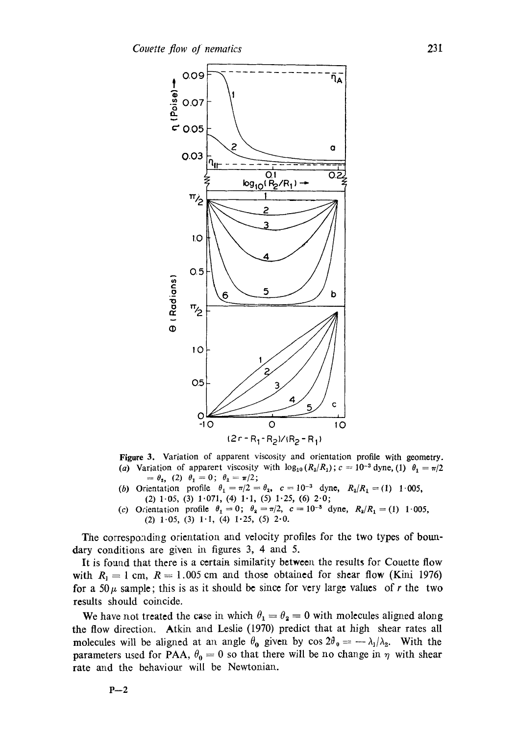**Figure 3.** Variation of apparent viscosity and orientation profile with geometry.
(*a*) Variation of apparent viscosity with $\log_{10}(R_2/R_1)$; $c = 10^{-3}$ dyne, (1) $\theta_1 = \pi/2 = \theta_2$, (2) $\theta_1 = 0$; $\theta_2 = \pi/2$;
(*b*) Orientation profile $\theta_1 = \pi/2 = \theta_2$, $c = 10^{-3}$ dyne, $R_2/R_1 = (1)$ 1·005, (2) 1·05, (3) 1·071, (4) 1·1, (5) 1·25, (6) 2·0;
(*c*) Orientation profile $\theta_1 = 0$; $\theta_2 = \pi/2$, $c = 10^{-3}$ dyne, $R_2/R_1 = (1)$ 1·005, (2) 1·05, (3) 1·1, (4) 1·25, (5) 2·0.

The corresponding orientation and velocity profiles for the two types of boundary conditions are given in figures 3, 4 and 5.

It is found that there is a certain similarity between the results for Couette flow with $R_1 = 1$ cm, $R = 1.005$ cm and those obtained for shear flow (Kini 1976) for a $50\,\mu$ sample; this is as it should be since for very large values of $r$ the two results should coincide.

We have not treated the case in which $\theta_1 = \theta_2 = 0$ with molecules aligned along the flow direction. Atkin and Leslie (1970) predict that at high shear rates all molecules will be aligned at an angle $\theta_0$ given by $\cos 2\theta_0 = -\lambda_1/\lambda_2$. With the parameters used for PAA, $\theta_0 = 0$ so that there will be no change in $\eta$ with shear rate and the behaviour will be Newtonian.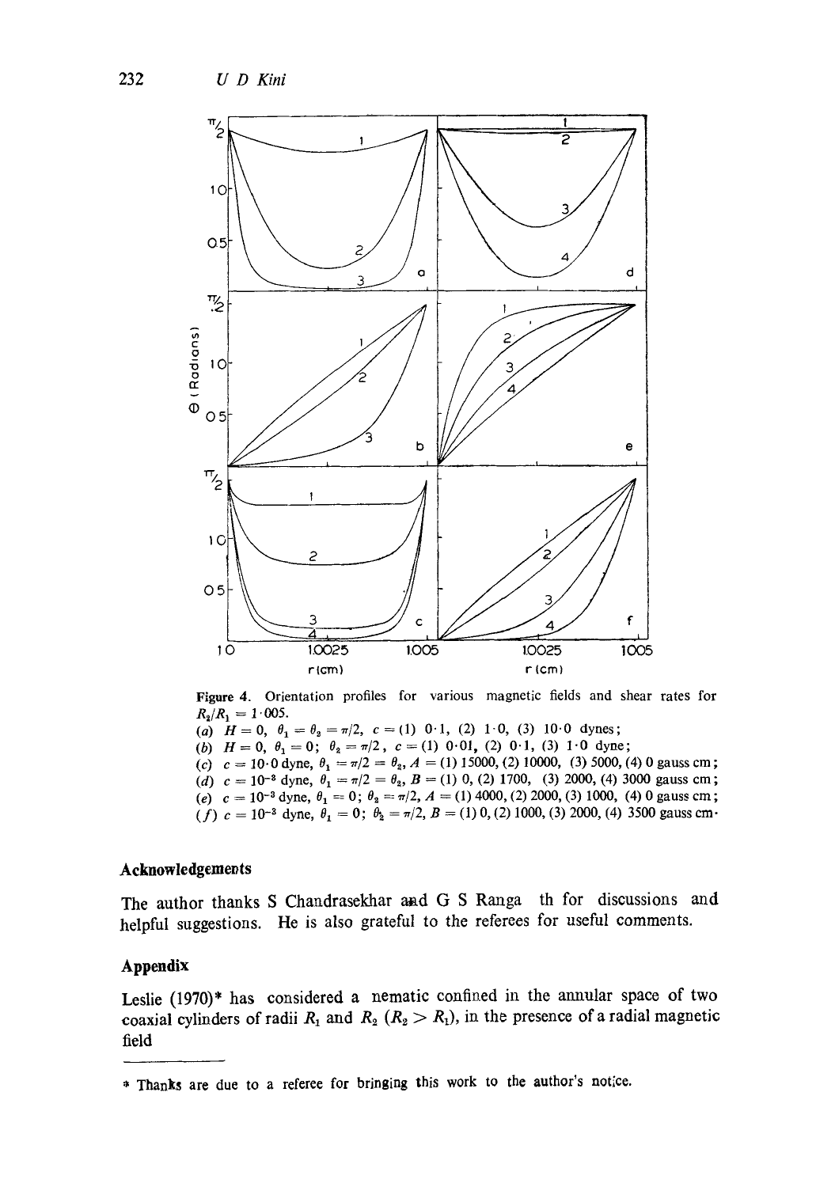**Figure 4.** Orientation profiles for various magnetic fields and shear rates for $R_2/R_1 = 1 \cdot 005$.
(*a*) $H = 0$, $\theta_1 = \theta_2 = \pi/2$, $c =$ (1) 0·1, (2) 1·0, (3) 10·0 dynes;
(*b*) $H = 0$, $\theta_1 = 0$; $\theta_2 = \pi/2$, $c =$ (1) 0·01, (2) 0·1, (3) 1·0 dyne;
(*c*) $c = 10 \cdot 0$ dyne, $\theta_1 = \pi/2 = \theta_2$, $A =$ (1) 15000, (2) 10000, (3) 5000, (4) 0 gauss cm;
(*d*) $c = 10^{-3}$ dyne, $\theta_1 = \pi/2 = \theta_2$, $B =$ (1) 0, (2) 1700, (3) 2000, (4) 3000 gauss cm;
(*e*) $c = 10^{-3}$ dyne, $\theta_1 = 0$; $\theta_2 = \pi/2$, $A =$ (1) 4000, (2) 2000, (3) 1000, (4) 0 gauss cm;
(*f*) $c = 10^{-3}$ dyne, $\theta_1 = 0$; $\theta_2 = \pi/2$, $B =$ (1) 0, (2) 1000, (3) 2000, (4) 3500 gauss cm·

## Acknowledgements

The author thanks S Chandrasekhar and G S Ranga th for discussions and helpful suggestions. He is also grateful to the referees for useful comments.

## Appendix

Leslie (1970)* has considered a nematic confined in the annular space of two coaxial cylinders of radii $R_1$ and $R_2$ ($R_2 > R_1$), in the presence of a radial magnetic field

---

* Thanks are due to a referee for bringing this work to the author's notice.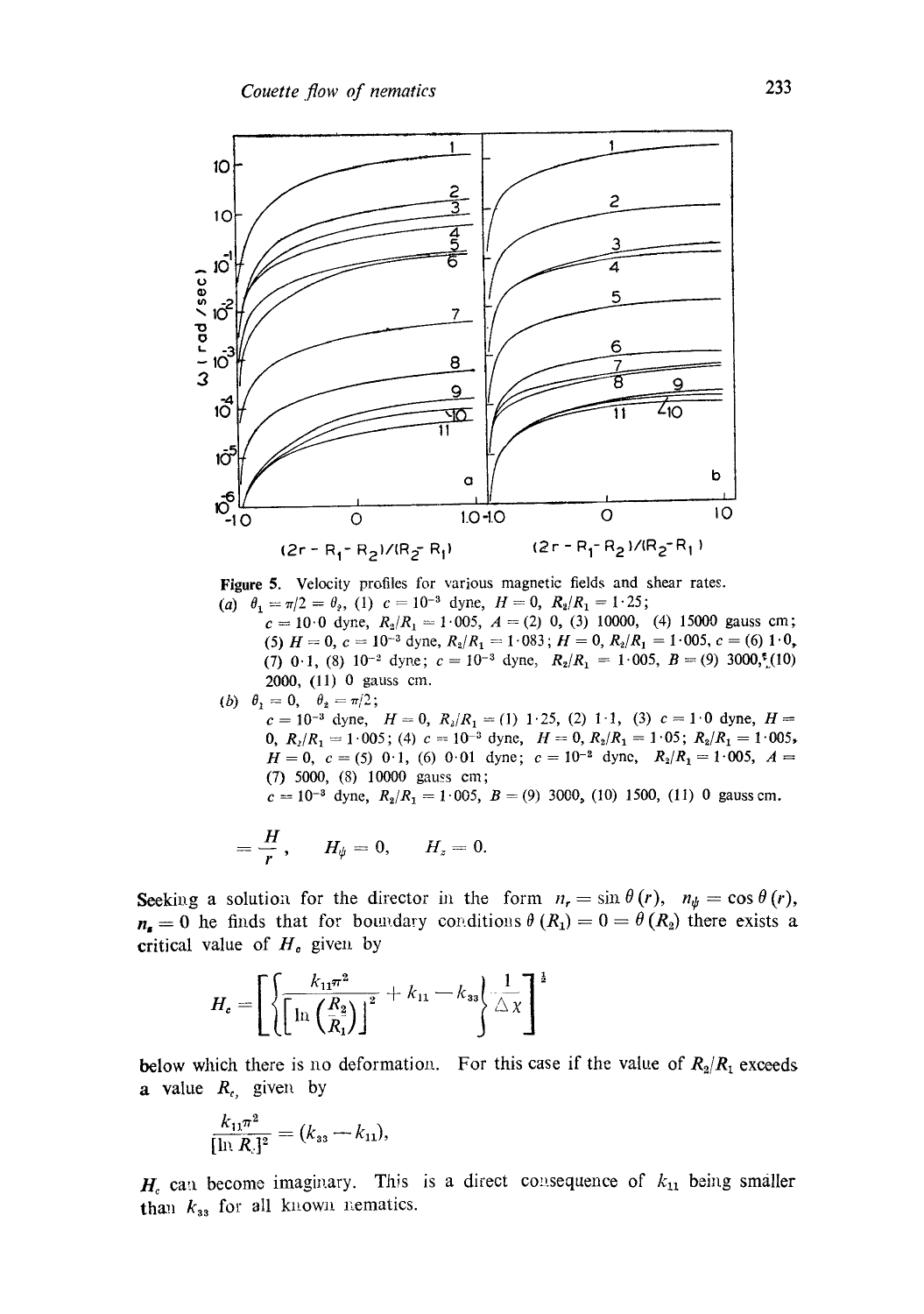**Figure 5.** Velocity profiles for various magnetic fields and shear rates.
(*a*) $\theta_1 = \pi/2 = \theta_2$, (1) $c = 10^{-3}$ dyne, $H = 0$, $R_2/R_1 = 1{\cdot}25$; $c = 10{\cdot}0$ dyne, $R_2/R_1 = 1{\cdot}005$, $A =$ (2) 0, (3) 10000, (4) 15000 gauss cm; (5) $H = 0$, $c = 10^{-3}$ dyne, $R_2/R_1 = 1{\cdot}083$; $H = 0$, $R_2/R_1 = 1{\cdot}005$, $c =$ (6) 1·0, (7) 0·1, (8) $10^{-2}$ dyne; $c = 10^{-3}$ dyne, $R_2/R_1 = 1{\cdot}005$, $B =$ (9) 3000, (10) 2000, (11) 0 gauss cm.
(*b*) $\theta_1 = 0$, $\theta_2 = \pi/2$; $c = 10^{-3}$ dyne, $H = 0$, $R_2/R_1 =$ (1) 1·25, (2) 1·1, (3) $c = 1{\cdot}0$ dyne, $H = 0$, $R_2/R_1 = 1{\cdot}005$; (4) $c = 10^{-3}$ dyne, $H = 0$, $R_2/R_1 = 1{\cdot}05$; $R_2/R_1 = 1{\cdot}005$, $H = 0$, $c =$ (5) 0·1, (6) 0·01 dyne; $c = 10^{-2}$ dyne, $R_2/R_1 = 1{\cdot}005$, $A =$ (7) 5000, (8) 10000 gauss cm; $c = 10^{-3}$ dyne, $R_2/R_1 = 1{\cdot}005$, $B =$ (9) 3000, (10) 1500, (11) 0 gauss cm.

$$= \frac{H}{r}, \quad H_\psi = 0, \quad H_z = 0.$$

Seeking a solution for the director in the form $n_r = \sin\theta(r)$, $n_\psi = \cos\theta(r)$, $n_z = 0$ he finds that for boundary conditions $\theta(R_1) = 0 = \theta(R_2)$ there exists a critical value of $H_c$ given by

$$H_c = \left[\left\{\frac{k_{11}\pi^2}{\left[\ln\left(\frac{R_2}{R_1}\right)\right]^2} + k_{11} - k_{33}\right\}\frac{1}{\Delta\chi}\right]^{\frac{1}{2}}$$

below which there is no deformation. For this case if the value of $R_2/R_1$ exceeds a value $R_c$, given by

$$\frac{k_{11}\pi^2}{[\ln R_c]^2} = (k_{33} - k_{11}),$$

$H_c$ can become imaginary. This is a direct consequence of $k_{11}$ being smaller than $k_{33}$ for all known nematics.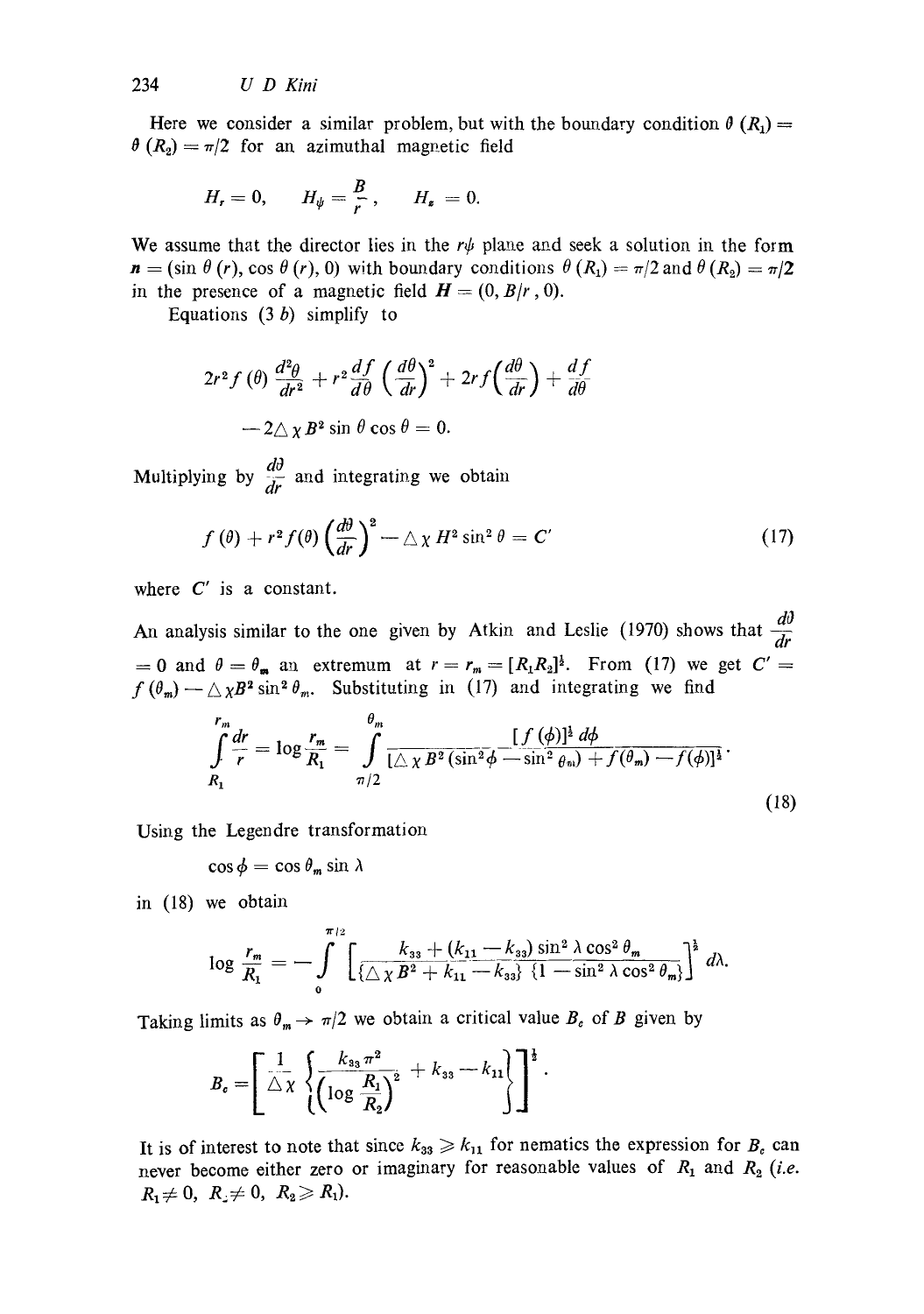Here we consider a similar problem, but with the boundary condition $\theta(R_1) = \theta(R_2) = \pi/2$ for an azimuthal magnetic field

$$H_r = 0, \qquad H_\psi = \frac{B}{r}, \qquad H_z = 0.$$

We assume that the director lies in the $r\psi$ plane and seek a solution in the form $\boldsymbol{n} = (\sin\theta(r), \cos\theta(r), 0)$ with boundary conditions $\theta(R_1) = \pi/2$ and $\theta(R_2) = \pi/2$ in the presence of a magnetic field $\boldsymbol{H} = (0, B/r, 0)$.

Equations (3 *b*) simplify to

$$2r^2 f(\theta)\frac{d^2\theta}{dr^2} + r^2\frac{df}{d\theta}\left(\frac{d\theta}{dr}\right)^2 + 2rf\left(\frac{d\theta}{dr}\right) + \frac{df}{d\theta}$$

$$- 2\triangle\chi B^2 \sin\theta\cos\theta = 0.$$

Multiplying by $\dfrac{d\theta}{dr}$ and integrating we obtain

$$f(\theta) + r^2 f(\theta)\left(\frac{d\theta}{dr}\right)^2 - \triangle\chi H^2 \sin^2\theta = C' \tag{17}$$

where $C'$ is a constant.

An analysis similar to the one given by Atkin and Leslie (1970) shows that $\dfrac{d\theta}{dr} = 0$ and $\theta = \theta_m$ an extremum at $r = r_m = [R_1 R_2]^{\frac{1}{2}}$. From (17) we get $C' = f(\theta_m) - \triangle\chi B^2 \sin^2\theta_m$. Substituting in (17) and integrating we find

$$\int_{R_1}^{r_m} \frac{dr}{r} = \log\frac{r_m}{R_1} = \int_{\pi/2}^{\theta_m} \frac{[f(\phi)]^{\frac{1}{2}}\, d\phi}{[\triangle\chi B^2(\sin^2\phi - \sin^2\theta_m) + f(\theta_m) - f(\phi)]^{\frac{1}{2}}}. \tag{18}$$

Using the Legendre transformation

$$\cos\phi = \cos\theta_m \sin\lambda$$

in (18) we obtain

$$\log\frac{r_m}{R_1} = -\int_0^{\pi/2}\left[\frac{k_{33} + (k_{11} - k_{33})\sin^2\lambda\cos^2\theta_m}{\{\triangle\chi B^2 + k_{11} - k_{33}\}\,\{1 - \sin^2\lambda\cos^2\theta_m\}}\right]^{\frac{1}{2}} d\lambda.$$

Taking limits as $\theta_m \to \pi/2$ we obtain a critical value $B_c$ of $B$ given by

$$B_c = \left[\frac{1}{\triangle\chi}\left\{\frac{k_{33}\pi^2}{\left(\log\dfrac{R_1}{R_2}\right)^2} + k_{33} - k_{11}\right\}\right]^{\frac{1}{2}}.$$

It is of interest to note that since $k_{33} \geqslant k_{11}$ for nematics the expression for $B_c$ can never become either zero or imaginary for reasonable values of $R_1$ and $R_2$ (*i.e.* $R_1 \neq 0$, $R_2 \neq 0$, $R_2 \geqslant R_1$).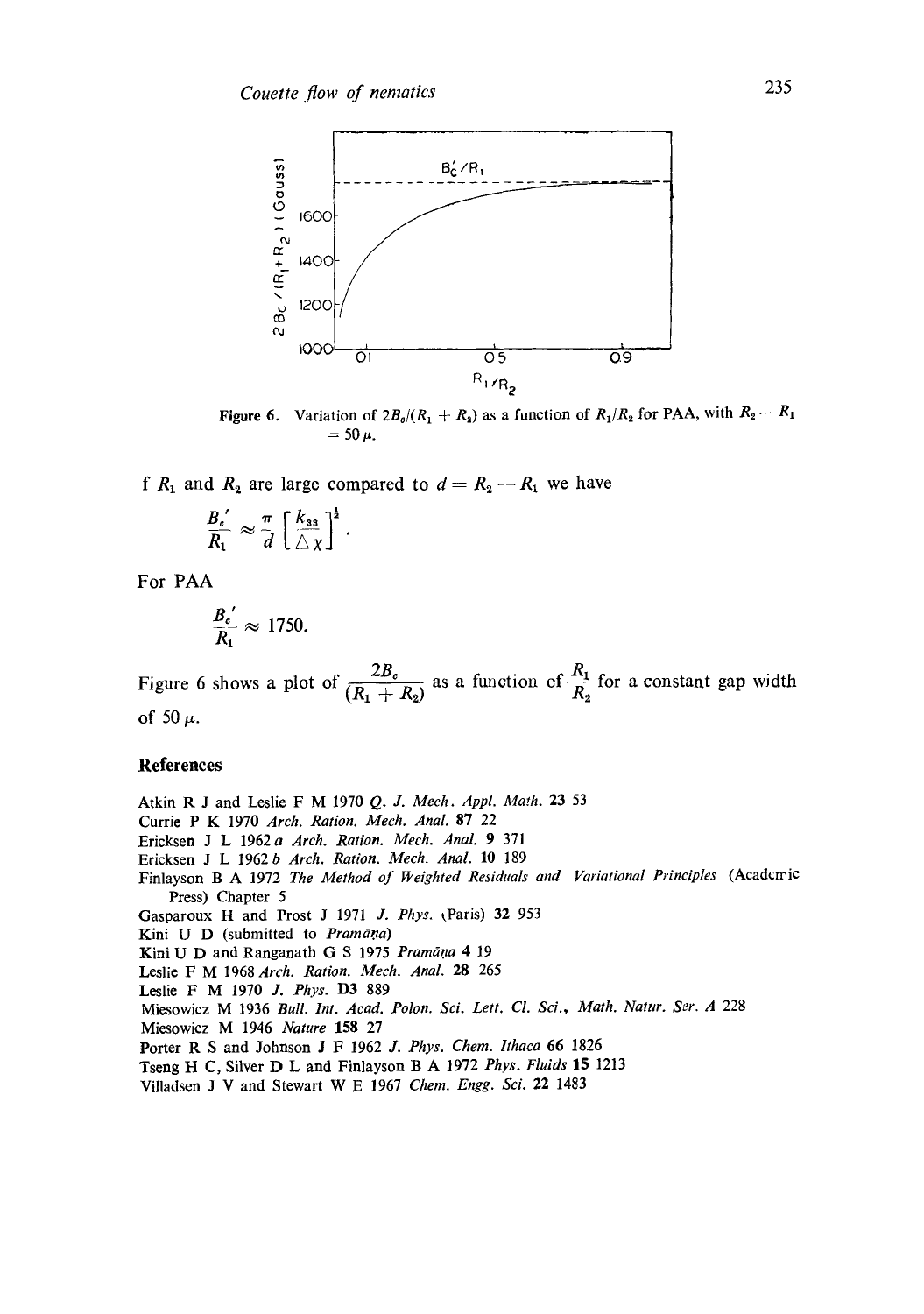$B_c'/R_1$

1600

1400

1200

1000

01

05

09

$2B_c/(R_1+R_2)$ (Gauss)

$R_1/R_2$

**Figure 6.** Variation of $2B_c/(R_1 + R_2)$ as a function of $R_1/R_2$ for PAA, with $R_2 - R_1 = 50\,\mu$.

f $R_1$ and $R_2$ are large compared to $d = R_2 - R_1$ we have

$$\frac{B_c'}{R_1} \approx \frac{\pi}{d}\left[\frac{k_{33}}{\triangle\chi}\right]^{\frac{1}{2}}.$$

For PAA

$$\frac{B_c'}{R_1} \approx 1750.$$

Figure 6 shows a plot of $\dfrac{2B_c}{(R_1 + R_2)}$ as a function of $\dfrac{R_1}{R_2}$ for a constant gap width of $50\,\mu$.

## References

Atkin R J and Leslie F M 1970 *Q. J. Mech. Appl. Math.* **23** 53

Currie P K 1970 *Arch. Ration. Mech. Anal.* **87** 22

Ericksen J L 1962*a* *Arch. Ration. Mech. Anal.* **9** 371

Ericksen J L 1962*b* *Arch. Ration. Mech. Anal.* **10** 189

Finlayson B A 1972 *The Method of Weighted Residuals and Variational Principles* (Academic Press) Chapter 5

Gasparoux H and Prost J 1971 *J. Phys.* (Paris) **32** 953

Kini U D (submitted to *Pramāṇa*)

Kini U D and Ranganath G S 1975 *Pramāṇa* **4** 19

Leslie F M 1968 *Arch. Ration. Mech. Anal.* **28** 265

Leslie F M 1970 *J. Phys.* **D3** 889

Miesowicz M 1936 *Bull. Int. Acad. Polon. Sci. Lett. Cl. Sci., Math. Natur. Ser. A* 228

Miesowicz M 1946 *Nature* **158** 27

Porter R S and Johnson J F 1962 *J. Phys. Chem. Ithaca* **66** 1826

Tseng H C, Silver D L and Finlayson B A 1972 *Phys. Fluids* **15** 1213

Villadsen J V and Stewart W E 1967 *Chem. Engg. Sci.* **22** 1483